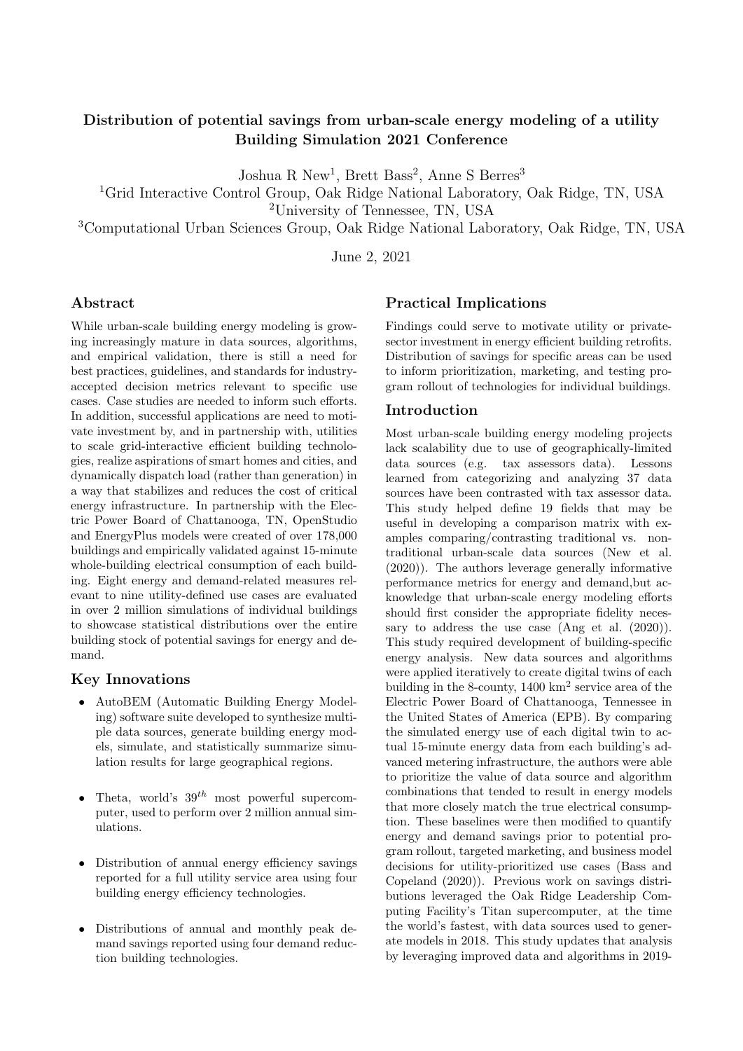# Distribution of potential savings from urban-scale energy modeling of a utility
## Building Simulation 2021 Conference

Joshua R New[1], Brett Bass[2], Anne S Berres[3]

[1]Grid Interactive Control Group, Oak Ridge National Laboratory, Oak Ridge, TN, USA
[2]University of Tennessee, TN, USA
[3]Computational Urban Sciences Group, Oak Ridge National Laboratory, Oak Ridge, TN, USA

June 2, 2021

## Abstract

While urban-scale building energy modeling is growing increasingly mature in data sources, algorithms, and empirical validation, there is still a need for best practices, guidelines, and standards for industry-accepted decision metrics relevant to specific use cases. Case studies are needed to inform such efforts. In addition, successful applications are need to motivate investment by, and in partnership with, utilities to scale grid-interactive efficient building technologies, realize aspirations of smart homes and cities, and dynamically dispatch load (rather than generation) in a way that stabilizes and reduces the cost of critical energy infrastructure. In partnership with the Electric Power Board of Chattanooga, TN, OpenStudio and EnergyPlus models were created of over 178,000 buildings and empirically validated against 15-minute whole-building electrical consumption of each building. Eight energy and demand-related measures relevant to nine utility-defined use cases are evaluated in over 2 million simulations of individual buildings to showcase statistical distributions over the entire building stock of potential savings for energy and demand.

## Key Innovations

- AutoBEM (Automatic Building Energy Modeling) software suite developed to synthesize multiple data sources, generate building energy models, simulate, and statistically summarize simulation results for large geographical regions.
- Theta, world's $39^{th}$ most powerful supercomputer, used to perform over 2 million annual simulations.
- Distribution of annual energy efficiency savings reported for a full utility service area using four building energy efficiency technologies.
- Distributions of annual and monthly peak demand savings reported using four demand reduction building technologies.

## Practical Implications

Findings could serve to motivate utility or private-sector investment in energy efficient building retrofits. Distribution of savings for specific areas can be used to inform prioritization, marketing, and testing program rollout of technologies for individual buildings.

## Introduction

Most urban-scale building energy modeling projects lack scalability due to use of geographically-limited data sources (e.g. tax assessors data). Lessons learned from categorizing and analyzing 37 data sources have been contrasted with tax assessor data. This study helped define 19 fields that may be useful in developing a comparison matrix with examples comparing/contrasting traditional vs. non-traditional urban-scale data sources (New et al. (2020)). The authors leverage generally informative performance metrics for energy and demand,but acknowledge that urban-scale energy modeling efforts should first consider the appropriate fidelity necessary to address the use case (Ang et al. (2020)). This study required development of building-specific energy analysis. New data sources and algorithms were applied iteratively to create digital twins of each building in the 8-county, 1400 km$^2$ service area of the Electric Power Board of Chattanooga, Tennessee in the United States of America (EPB). By comparing the simulated energy use of each digital twin to actual 15-minute energy data from each building's advanced metering infrastructure, the authors were able to prioritize the value of data source and algorithm combinations that tended to result in energy models that more closely match the true electrical consumption. These baselines were then modified to quantify energy and demand savings prior to potential program rollout, targeted marketing, and business model decisions for utility-prioritized use cases (Bass and Copeland (2020)). Previous work on savings distributions leveraged the Oak Ridge Leadership Computing Facility's Titan supercomputer, at the time the world's fastest, with data sources used to generate models in 2018. This study updates that analysis by leveraging improved data and algorithms in 2019-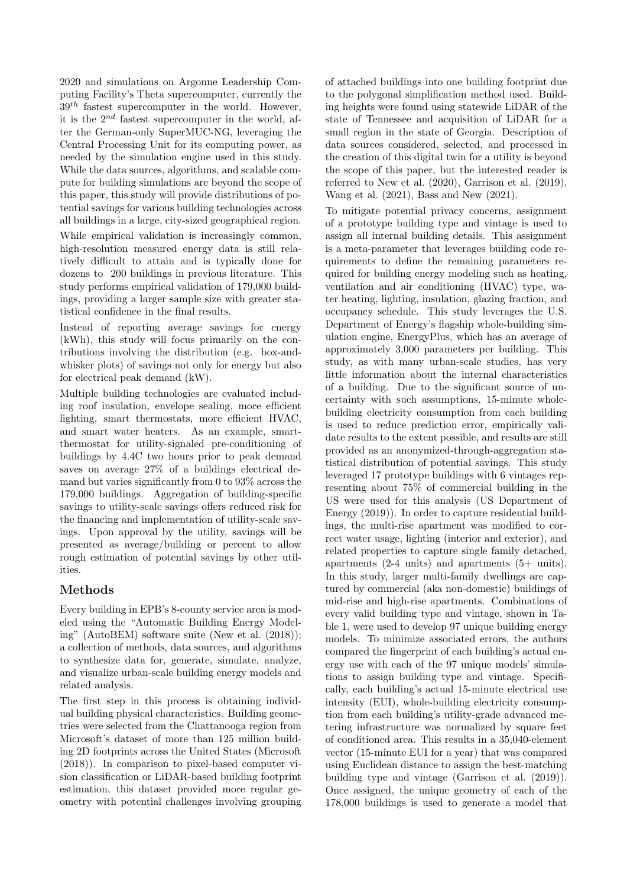2020 and simulations on Argonne Leadership Computing Facility's Theta supercomputer, currently the $39^{th}$ fastest supercomputer in the world. However, it is the $2^{nd}$ fastest supercomputer in the world, after the German-only SuperMUC-NG, leveraging the Central Processing Unit for its computing power, as needed by the simulation engine used in this study. While the data sources, algorithms, and scalable compute for building simulations are beyond the scope of this paper, this study will provide distributions of potential savings for various building technologies across all buildings in a large, city-sized geographical region.

While empirical validation is increasingly common, high-resolution measured energy data is still relatively difficult to attain and is typically done for dozens to 200 buildings in previous literature. This study performs empirical validation of 179,000 buildings, providing a larger sample size with greater statistical confidence in the final results.

Instead of reporting average savings for energy (kWh), this study will focus primarily on the contributions involving the distribution (e.g. box-and-whisker plots) of savings not only for energy but also for electrical peak demand (kW).

Multiple building technologies are evaluated including roof insulation, envelope sealing, more efficient lighting, smart thermostats, more efficient HVAC, and smart water heaters. As an example, smart-thermostat for utility-signaled pre-conditioning of buildings by 4.4C two hours prior to peak demand saves on average 27% of a buildings electrical demand but varies significantly from 0 to 93% across the 179,000 buildings. Aggregation of building-specific savings to utility-scale savings offers reduced risk for the financing and implementation of utility-scale savings. Upon approval by the utility, savings will be presented as average/building or percent to allow rough estimation of potential savings by other utilities.

## Methods

Every building in EPB's 8-county service area is modeled using the "Automatic Building Energy Modeling" (AutoBEM) software suite (New et al. (2018)); a collection of methods, data sources, and algorithms to synthesize data for, generate, simulate, analyze, and visualize urban-scale building energy models and related analysis.

The first step in this process is obtaining individual building physical characteristics. Building geometries were selected from the Chattanooga region from Microsoft's dataset of more than 125 million building 2D footprints across the United States (Microsoft (2018)). In comparison to pixel-based computer vision classification or LiDAR-based building footprint estimation, this dataset provided more regular geometry with potential challenges involving grouping of attached buildings into one building footprint due to the polygonal simplification method used. Building heights were found using statewide LiDAR of the state of Tennessee and acquisition of LiDAR for a small region in the state of Georgia. Description of data sources considered, selected, and processed in the creation of this digital twin for a utility is beyond the scope of this paper, but the interested reader is referred to New et al. (2020), Garrison et al. (2019), Wang et al. (2021), Bass and New (2021).

To mitigate potential privacy concerns, assignment of a prototype building type and vintage is used to assign all internal building details. This assignment is a meta-parameter that leverages building code requirements to define the remaining parameters required for building energy modeling such as heating, ventilation and air conditioning (HVAC) type, water heating, lighting, insulation, glazing fraction, and occupancy schedule. This study leverages the U.S. Department of Energy's flagship whole-building simulation engine, EnergyPlus, which has an average of approximately 3,000 parameters per building. This study, as with many urban-scale studies, has very little information about the internal characteristics of a building. Due to the significant source of uncertainty with such assumptions, 15-minute whole-building electricity consumption from each building is used to reduce prediction error, empirically validate results to the extent possible, and results are still provided as an anonymized-through-aggregation statistical distribution of potential savings. This study leveraged 17 prototype buildings with 6 vintages representing about 75% of commercial building in the US were used for this analysis (US Department of Energy (2019)). In order to capture residential buildings, the multi-rise apartment was modified to correct water usage, lighting (interior and exterior), and related properties to capture single family detached, apartments (2-4 units) and apartments (5+ units). In this study, larger multi-family dwellings are captured by commercial (aka non-domestic) buildings of mid-rise and high-rise apartments. Combinations of every valid building type and vintage, shown in Table 1, were used to develop 97 unique building energy models. To minimize associated errors, the authors compared the fingerprint of each building's actual energy use with each of the 97 unique models' simulations to assign building type and vintage. Specifically, each building's actual 15-minute electrical use intensity (EUI), whole-building electricity consumption from each building's utility-grade advanced metering infrastructure was normalized by square feet of conditioned area. This results in a 35,040-element vector (15-minute EUI for a year) that was compared using Euclidean distance to assign the best-matching building type and vintage (Garrison et al. (2019)). Once assigned, the unique geometry of each of the 178,000 buildings is used to generate a model that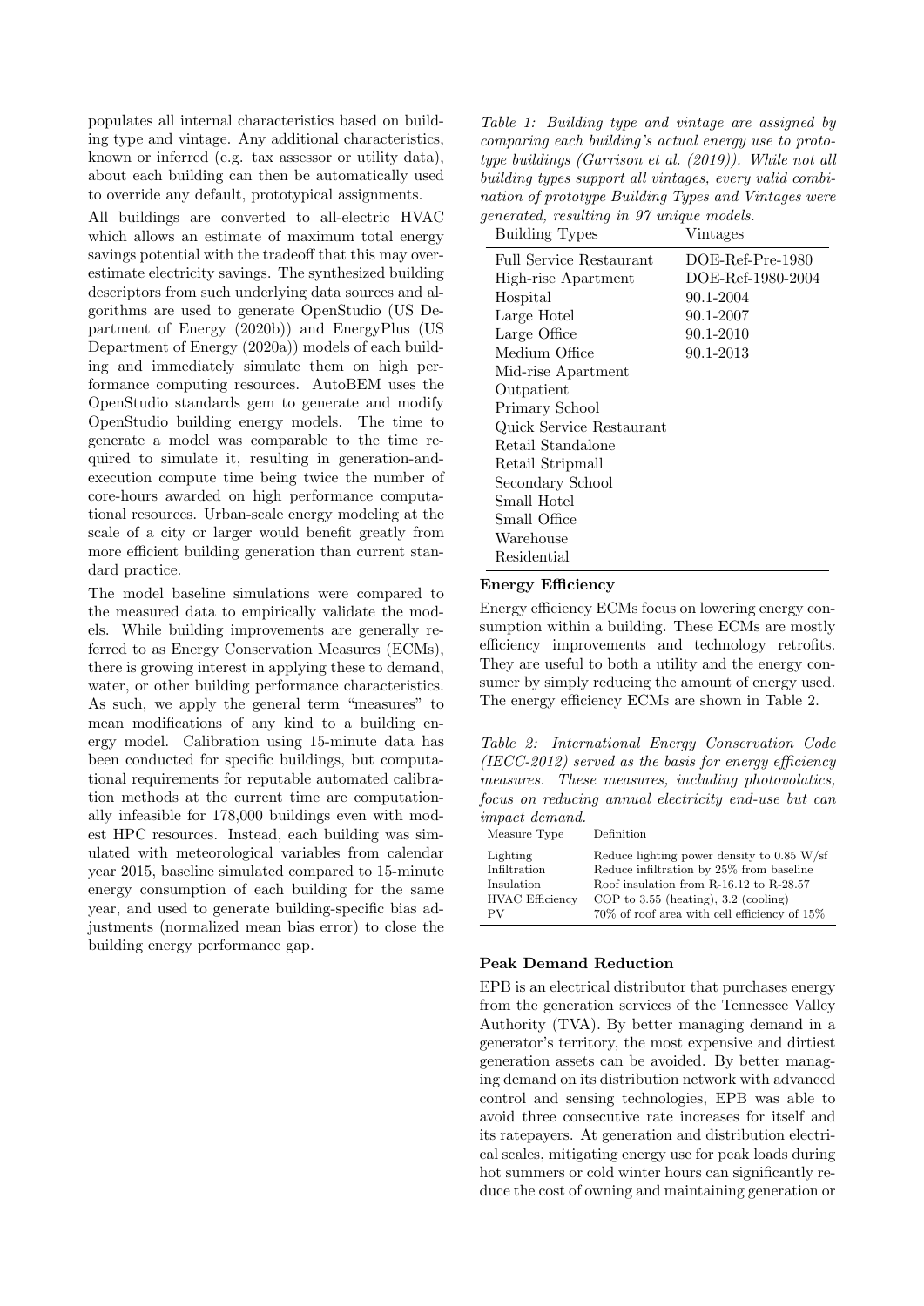populates all internal characteristics based on building type and vintage. Any additional characteristics, known or inferred (e.g. tax assessor or utility data), about each building can then be automatically used to override any default, prototypical assignments.

All buildings are converted to all-electric HVAC which allows an estimate of maximum total energy savings potential with the tradeoff that this may overestimate electricity savings. The synthesized building descriptors from such underlying data sources and algorithms are used to generate OpenStudio (US Department of Energy (2020b)) and EnergyPlus (US Department of Energy (2020a)) models of each building and immediately simulate them on high performance computing resources. AutoBEM uses the OpenStudio standards gem to generate and modify OpenStudio building energy models. The time to generate a model was comparable to the time required to simulate it, resulting in generation-and-execution compute time being twice the number of core-hours awarded on high performance computational resources. Urban-scale energy modeling at the scale of a city or larger would benefit greatly from more efficient building generation than current standard practice.

The model baseline simulations were compared to the measured data to empirically validate the models. While building improvements are generally referred to as Energy Conservation Measures (ECMs), there is growing interest in applying these to demand, water, or other building performance characteristics. As such, we apply the general term "measures" to mean modifications of any kind to a building energy model. Calibration using 15-minute data has been conducted for specific buildings, but computational requirements for reputable automated calibration methods at the current time are computationally infeasible for 178,000 buildings even with modest HPC resources. Instead, each building was simulated with meteorological variables from calendar year 2015, baseline simulated compared to 15-minute energy consumption of each building for the same year, and used to generate building-specific bias adjustments (normalized mean bias error) to close the building energy performance gap.

*Table 1: Building type and vintage are assigned by comparing each building's actual energy use to prototype buildings (Garrison et al. (2019)). While not all building types support all vintages, every valid combination of prototype Building Types and Vintages were generated, resulting in 97 unique models.*

| Building Types | Vintages |
|---|---|
| Full Service Restaurant | DOE-Ref-Pre-1980 |
| High-rise Apartment | DOE-Ref-1980-2004 |
| Hospital | 90.1-2004 |
| Large Hotel | 90.1-2007 |
| Large Office | 90.1-2010 |
| Medium Office | 90.1-2013 |
| Mid-rise Apartment | |
| Outpatient | |
| Primary School | |
| Quick Service Restaurant | |
| Retail Standalone | |
| Retail Stripmall | |
| Secondary School | |
| Small Hotel | |
| Small Office | |
| Warehouse | |
| Residential | |

**Energy Efficiency**

Energy efficiency ECMs focus on lowering energy consumption within a building. These ECMs are mostly efficiency improvements and technology retrofits. They are useful to both a utility and the energy consumer by simply reducing the amount of energy used. The energy efficiency ECMs are shown in Table 2.

*Table 2: International Energy Conservation Code (IECC-2012) served as the basis for energy efficiency measures. These measures, including photovolatics, focus on reducing annual electricity end-use but can impact demand.*

| Measure Type | Definition |
|---|---|
| Lighting | Reduce lighting power density to 0.85 W/sf |
| Infiltration | Reduce infiltration by 25% from baseline |
| Insulation | Roof insulation from R-16.12 to R-28.57 |
| HVAC Efficiency | COP to 3.55 (heating), 3.2 (cooling) |
| PV | 70% of roof area with cell efficiency of 15% |

**Peak Demand Reduction**

EPB is an electrical distributor that purchases energy from the generation services of the Tennessee Valley Authority (TVA). By better managing demand in a generator's territory, the most expensive and dirtiest generation assets can be avoided. By better managing demand on its distribution network with advanced control and sensing technologies, EPB was able to avoid three consecutive rate increases for itself and its ratepayers. At generation and distribution electrical scales, mitigating energy use for peak loads during hot summers or cold winter hours can significantly reduce the cost of owning and maintaining generation or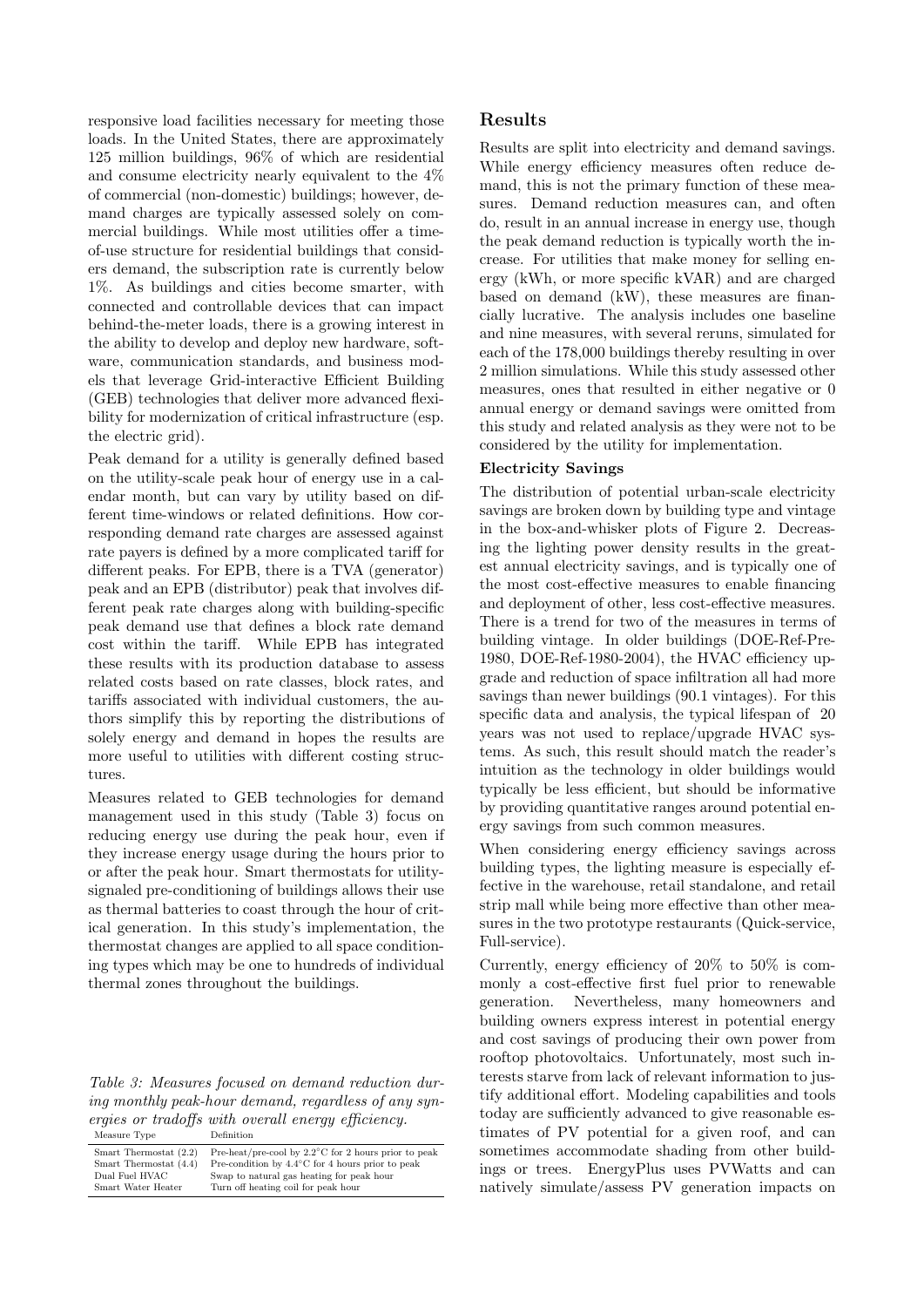responsive load facilities necessary for meeting those loads. In the United States, there are approximately 125 million buildings, 96% of which are residential and consume electricity nearly equivalent to the 4% of commercial (non-domestic) buildings; however, demand charges are typically assessed solely on commercial buildings. While most utilities offer a time-of-use structure for residential buildings that considers demand, the subscription rate is currently below 1%. As buildings and cities become smarter, with connected and controllable devices that can impact behind-the-meter loads, there is a growing interest in the ability to develop and deploy new hardware, software, communication standards, and business models that leverage Grid-interactive Efficient Building (GEB) technologies that deliver more advanced flexibility for modernization of critical infrastructure (esp. the electric grid).

Peak demand for a utility is generally defined based on the utility-scale peak hour of energy use in a calendar month, but can vary by utility based on different time-windows or related definitions. How corresponding demand rate charges are assessed against rate payers is defined by a more complicated tariff for different peaks. For EPB, there is a TVA (generator) peak and an EPB (distributor) peak that involves different peak rate charges along with building-specific peak demand use that defines a block rate demand cost within the tariff. While EPB has integrated these results with its production database to assess related costs based on rate classes, block rates, and tariffs associated with individual customers, the authors simplify this by reporting the distributions of solely energy and demand in hopes the results are more useful to utilities with different costing structures.

Measures related to GEB technologies for demand management used in this study (Table 3) focus on reducing energy use during the peak hour, even if they increase energy usage during the hours prior to or after the peak hour. Smart thermostats for utility-signaled pre-conditioning of buildings allows their use as thermal batteries to coast through the hour of critical generation. In this study's implementation, the thermostat changes are applied to all space conditioning types which may be one to hundreds of individual thermal zones throughout the buildings.

*Table 3: Measures focused on demand reduction during monthly peak-hour demand, regardless of any synergies or tradoffs with overall energy efficiency.*

| Measure Type | Definition |
|---|---|
| Smart Thermostat (2.2) | Pre-heat/pre-cool by 2.2°C for 2 hours prior to peak |
| Smart Thermostat (4.4) | Pre-condition by 4.4°C for 4 hours prior to peak |
| Dual Fuel HVAC | Swap to natural gas heating for peak hour |
| Smart Water Heater | Turn off heating coil for peak hour |

## Results

Results are split into electricity and demand savings. While energy efficiency measures often reduce demand, this is not the primary function of these measures. Demand reduction measures can, and often do, result in an annual increase in energy use, though the peak demand reduction is typically worth the increase. For utilities that make money for selling energy (kWh, or more specific kVAR) and are charged based on demand (kW), these measures are financially lucrative. The analysis includes one baseline and nine measures, with several reruns, simulated for each of the 178,000 buildings thereby resulting in over 2 million simulations. While this study assessed other measures, ones that resulted in either negative or 0 annual energy or demand savings were omitted from this study and related analysis as they were not to be considered by the utility for implementation.

### Electricity Savings

The distribution of potential urban-scale electricity savings are broken down by building type and vintage in the box-and-whisker plots of Figure 2. Decreasing the lighting power density results in the greatest annual electricity savings, and is typically one of the most cost-effective measures to enable financing and deployment of other, less cost-effective measures. There is a trend for two of the measures in terms of building vintage. In older buildings (DOE-Ref-Pre-1980, DOE-Ref-1980-2004), the HVAC efficiency upgrade and reduction of space infiltration all had more savings than newer buildings (90.1 vintages). For this specific data and analysis, the typical lifespan of 20 years was not used to replace/upgrade HVAC systems. As such, this result should match the reader's intuition as the technology in older buildings would typically be less efficient, but should be informative by providing quantitative ranges around potential energy savings from such common measures.

When considering energy efficiency savings across building types, the lighting measure is especially effective in the warehouse, retail standalone, and retail strip mall while being more effective than other measures in the two prototype restaurants (Quick-service, Full-service).

Currently, energy efficiency of 20% to 50% is commonly a cost-effective first fuel prior to renewable generation. Nevertheless, many homeowners and building owners express interest in potential energy and cost savings of producing their own power from rooftop photovoltaics. Unfortunately, most such interests starve from lack of relevant information to justify additional effort. Modeling capabilities and tools today are sufficiently advanced to give reasonable estimates of PV potential for a given roof, and can sometimes accommodate shading from other buildings or trees. EnergyPlus uses PVWatts and can natively simulate/assess PV generation impacts on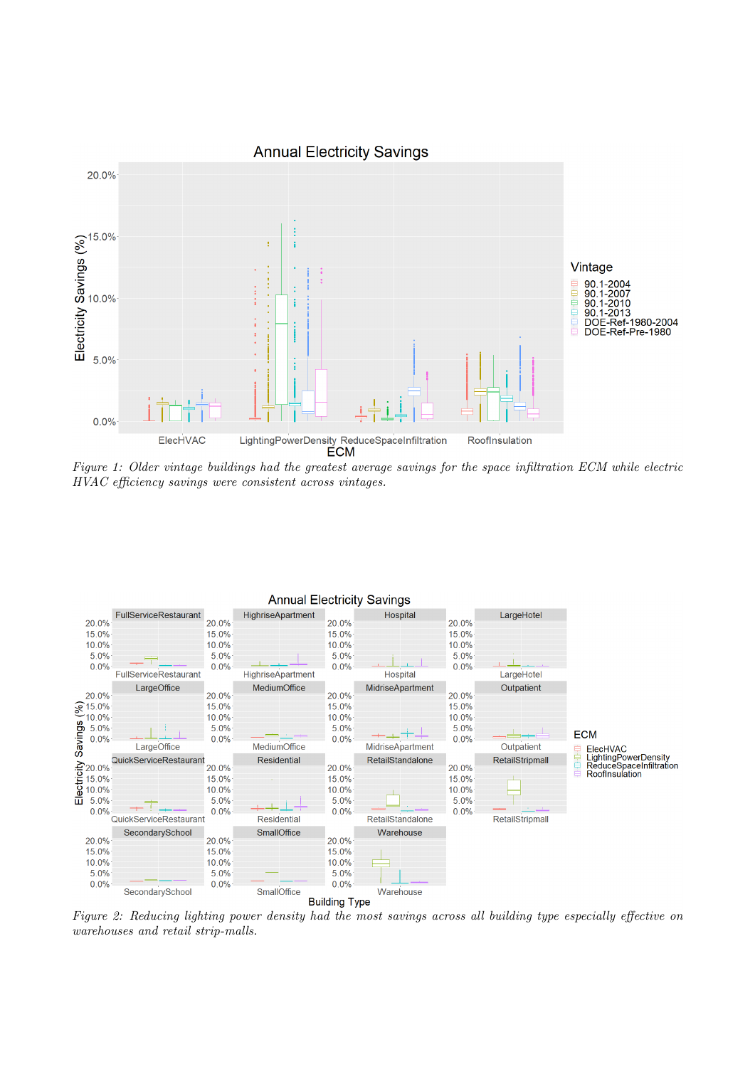*Figure 1: Older vintage buildings had the greatest average savings for the space infiltration ECM while electric HVAC efficiency savings were consistent across vintages.*

*Figure 2: Reducing lighting power density had the most savings across all building type especially effective on warehouses and retail strip-malls.*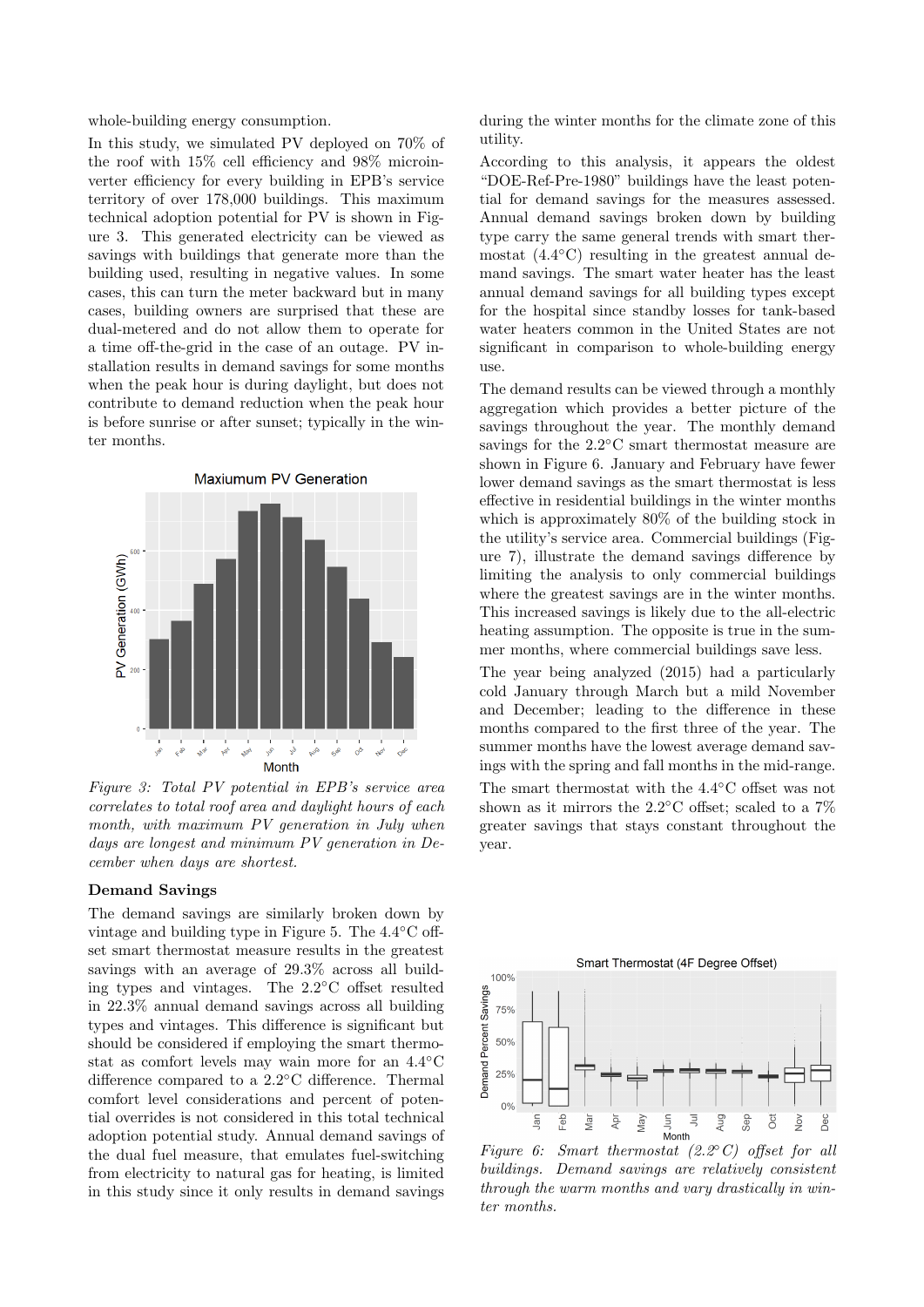whole-building energy consumption.

In this study, we simulated PV deployed on 70% of the roof with 15% cell efficiency and 98% microinverter efficiency for every building in EPB's service territory of over 178,000 buildings. This maximum technical adoption potential for PV is shown in Figure 3. This generated electricity can be viewed as savings with buildings that generate more than the building used, resulting in negative values. In some cases, this can turn the meter backward but in many cases, building owners are surprised that these are dual-metered and do not allow them to operate for a time off-the-grid in the case of an outage. PV installation results in demand savings for some months when the peak hour is during daylight, but does not contribute to demand reduction when the peak hour is before sunrise or after sunset; typically in the winter months.

*Figure 3: Total PV potential in EPB's service area correlates to total roof area and daylight hours of each month, with maximum PV generation in July when days are longest and minimum PV generation in December when days are shortest.*

## Demand Savings

The demand savings are similarly broken down by vintage and building type in Figure 5. The 4.4°C offset smart thermostat measure results in the greatest savings with an average of 29.3% across all building types and vintages. The 2.2°C offset resulted in 22.3% annual demand savings across all building types and vintages. This difference is significant but should be considered if employing the smart thermostat as comfort levels may wain more for an 4.4°C difference compared to a 2.2°C difference. Thermal comfort level considerations and percent of potential overrides is not considered in this total technical adoption potential study. Annual demand savings of the dual fuel measure, that emulates fuel-switching from electricity to natural gas for heating, is limited in this study since it only results in demand savings during the winter months for the climate zone of this utility.

According to this analysis, it appears the oldest "DOE-Ref-Pre-1980" buildings have the least potential for demand savings for the measures assessed. Annual demand savings broken down by building type carry the same general trends with smart thermostat (4.4°C) resulting in the greatest annual demand savings. The smart water heater has the least annual demand savings for all building types except for the hospital since standby losses for tank-based water heaters common in the United States are not significant in comparison to whole-building energy use.

The demand results can be viewed through a monthly aggregation which provides a better picture of the savings throughout the year. The monthly demand savings for the 2.2°C smart thermostat measure are shown in Figure 6. January and February have fewer lower demand savings as the smart thermostat is less effective in residential buildings in the winter months which is approximately 80% of the building stock in the utility's service area. Commercial buildings (Figure 7), illustrate the demand savings difference by limiting the analysis to only commercial buildings where the greatest savings are in the winter months. This increased savings is likely due to the all-electric heating assumption. The opposite is true in the summer months, where commercial buildings save less.

The year being analyzed (2015) had a particularly cold January through March but a mild November and December; leading to the difference in these months compared to the first three of the year. The summer months have the lowest average demand savings with the spring and fall months in the mid-range. The smart thermostat with the 4.4°C offset was not shown as it mirrors the 2.2°C offset; scaled to a 7% greater savings that stays constant throughout the year.

*Figure 6: Smart thermostat (2.2°C) offset for all buildings. Demand savings are relatively consistent through the warm months and vary drastically in winter months.*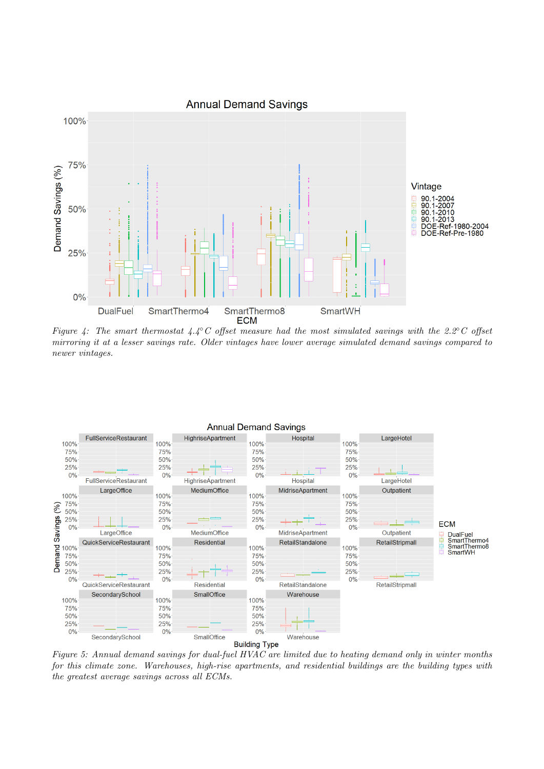*Figure 4: The smart thermostat 4.4°C offset measure had the most simulated savings with the 2.2°C offset mirroring it at a lesser savings rate. Older vintages have lower average simulated demand savings compared to newer vintages.*

*Figure 5: Annual demand savings for dual-fuel HVAC are limited due to heating demand only in winter months for this climate zone. Warehouses, high-rise apartments, and residential buildings are the building types with the greatest average savings across all ECMs.*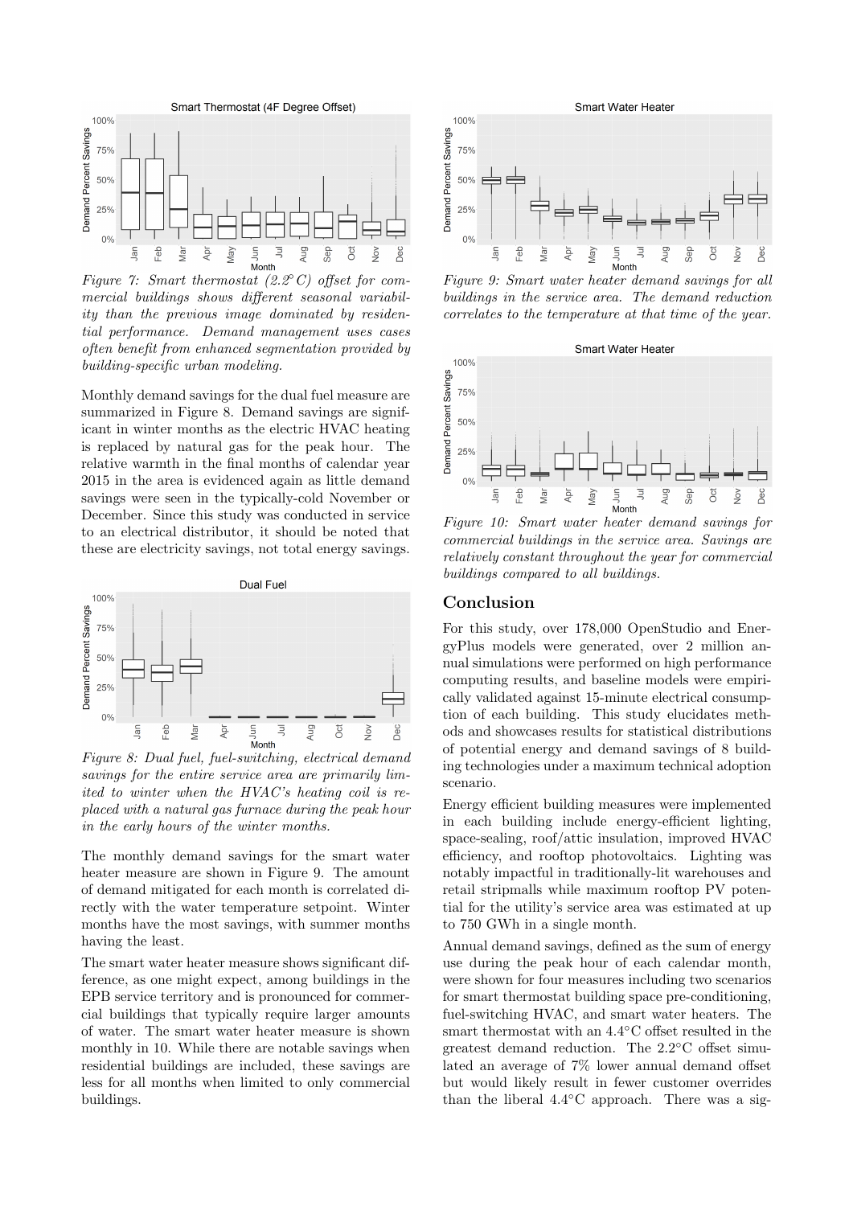*Figure 7: Smart thermostat (2.2°C) offset for commercial buildings shows different seasonal variability than the previous image dominated by residential performance. Demand management uses cases often benefit from enhanced segmentation provided by building-specific urban modeling.*

Monthly demand savings for the dual fuel measure are summarized in Figure 8. Demand savings are significant in winter months as the electric HVAC heating is replaced by natural gas for the peak hour. The relative warmth in the final months of calendar year 2015 in the area is evidenced again as little demand savings were seen in the typically-cold November or December. Since this study was conducted in service to an electrical distributor, it should be noted that these are electricity savings, not total energy savings.

*Figure 8: Dual fuel, fuel-switching, electrical demand savings for the entire service area are primarily limited to winter when the HVAC's heating coil is replaced with a natural gas furnace during the peak hour in the early hours of the winter months.*

The monthly demand savings for the smart water heater measure are shown in Figure 9. The amount of demand mitigated for each month is correlated directly with the water temperature setpoint. Winter months have the most savings, with summer months having the least.

The smart water heater measure shows significant difference, as one might expect, among buildings in the EPB service territory and is pronounced for commercial buildings that typically require larger amounts of water. The smart water heater measure is shown monthly in 10. While there are notable savings when residential buildings are included, these savings are less for all months when limited to only commercial buildings.

*Figure 9: Smart water heater demand savings for all buildings in the service area. The demand reduction correlates to the temperature at that time of the year.*

*Figure 10: Smart water heater demand savings for commercial buildings in the service area. Savings are relatively constant throughout the year for commercial buildings compared to all buildings.*

## Conclusion

For this study, over 178,000 OpenStudio and EnergyPlus models were generated, over 2 million annual simulations were performed on high performance computing results, and baseline models were empirically validated against 15-minute electrical consumption of each building. This study elucidates methods and showcases results for statistical distributions of potential energy and demand savings of 8 building technologies under a maximum technical adoption scenario.

Energy efficient building measures were implemented in each building include energy-efficient lighting, space-sealing, roof/attic insulation, improved HVAC efficiency, and rooftop photovoltaics. Lighting was notably impactful in traditionally-lit warehouses and retail stripmalls while maximum rooftop PV potential for the utility's service area was estimated at up to 750 GWh in a single month.

Annual demand savings, defined as the sum of energy use during the peak hour of each calendar month, were shown for four measures including two scenarios for smart thermostat building space pre-conditioning, fuel-switching HVAC, and smart water heaters. The smart thermostat with an 4.4°C offset resulted in the greatest demand reduction. The 2.2°C offset simulated an average of 7% lower annual demand offset but would likely result in fewer customer overrides than the liberal 4.4°C approach. There was a sig-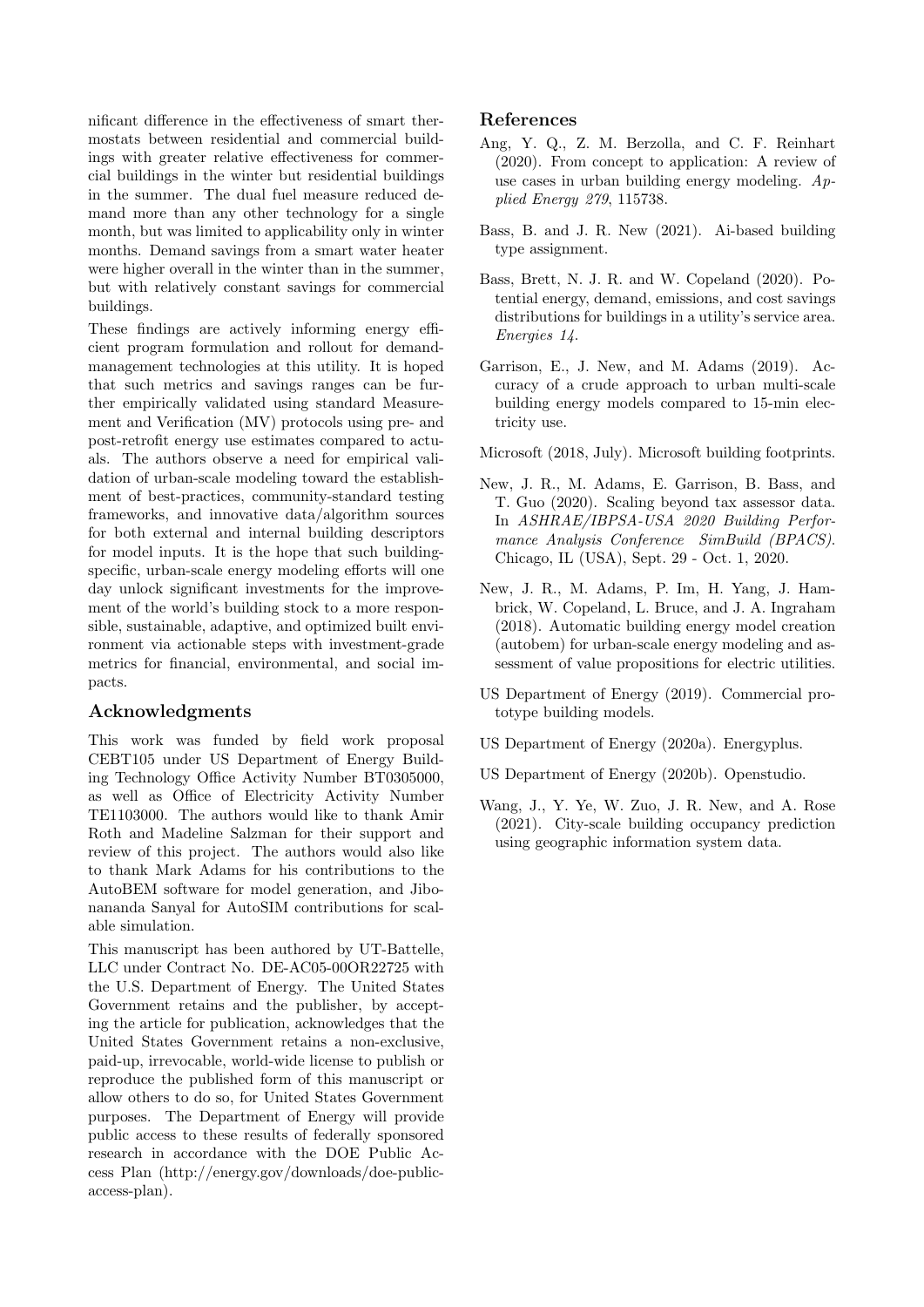nificant difference in the effectiveness of smart thermostats between residential and commercial buildings with greater relative effectiveness for commercial buildings in the winter but residential buildings in the summer. The dual fuel measure reduced demand more than any other technology for a single month, but was limited to applicability only in winter months. Demand savings from a smart water heater were higher overall in the winter than in the summer, but with relatively constant savings for commercial buildings.

These findings are actively informing energy efficient program formulation and rollout for demand-management technologies at this utility. It is hoped that such metrics and savings ranges can be further empirically validated using standard Measurement and Verification (MV) protocols using pre- and post-retrofit energy use estimates compared to actuals. The authors observe a need for empirical validation of urban-scale modeling toward the establishment of best-practices, community-standard testing frameworks, and innovative data/algorithm sources for both external and internal building descriptors for model inputs. It is the hope that such building-specific, urban-scale energy modeling efforts will one day unlock significant investments for the improvement of the world's building stock to a more responsible, sustainable, adaptive, and optimized built environment via actionable steps with investment-grade metrics for financial, environmental, and social impacts.

## Acknowledgments

This work was funded by field work proposal CEBT105 under US Department of Energy Building Technology Office Activity Number BT0305000, as well as Office of Electricity Activity Number TE1103000. The authors would like to thank Amir Roth and Madeline Salzman for their support and review of this project. The authors would also like to thank Mark Adams for his contributions to the AutoBEM software for model generation, and Jibonananda Sanyal for AutoSIM contributions for scalable simulation.

This manuscript has been authored by UT-Battelle, LLC under Contract No. DE-AC05-00OR22725 with the U.S. Department of Energy. The United States Government retains and the publisher, by accepting the article for publication, acknowledges that the United States Government retains a non-exclusive, paid-up, irrevocable, world-wide license to publish or reproduce the published form of this manuscript or allow others to do so, for United States Government purposes. The Department of Energy will provide public access to these results of federally sponsored research in accordance with the DOE Public Access Plan (http://energy.gov/downloads/doe-public-access-plan).

## References

Ang, Y. Q., Z. M. Berzolla, and C. F. Reinhart (2020). From concept to application: A review of use cases in urban building energy modeling. *Applied Energy 279*, 115738.

Bass, B. and J. R. New (2021). Ai-based building type assignment.

Bass, Brett, N. J. R. and W. Copeland (2020). Potential energy, demand, emissions, and cost savings distributions for buildings in a utility's service area. *Energies 14*.

Garrison, E., J. New, and M. Adams (2019). Accuracy of a crude approach to urban multi-scale building energy models compared to 15-min electricity use.

Microsoft (2018, July). Microsoft building footprints.

New, J. R., M. Adams, E. Garrison, B. Bass, and T. Guo (2020). Scaling beyond tax assessor data. In *ASHRAE/IBPSA-USA 2020 Building Performance Analysis Conference SimBuild (BPACS)*. Chicago, IL (USA), Sept. 29 - Oct. 1, 2020.

New, J. R., M. Adams, P. Im, H. Yang, J. Hambrick, W. Copeland, L. Bruce, and J. A. Ingraham (2018). Automatic building energy model creation (autobem) for urban-scale energy modeling and assessment of value propositions for electric utilities.

US Department of Energy (2019). Commercial prototype building models.

US Department of Energy (2020a). Energyplus.

US Department of Energy (2020b). Openstudio.

Wang, J., Y. Ye, W. Zuo, J. R. New, and A. Rose (2021). City-scale building occupancy prediction using geographic information system data.